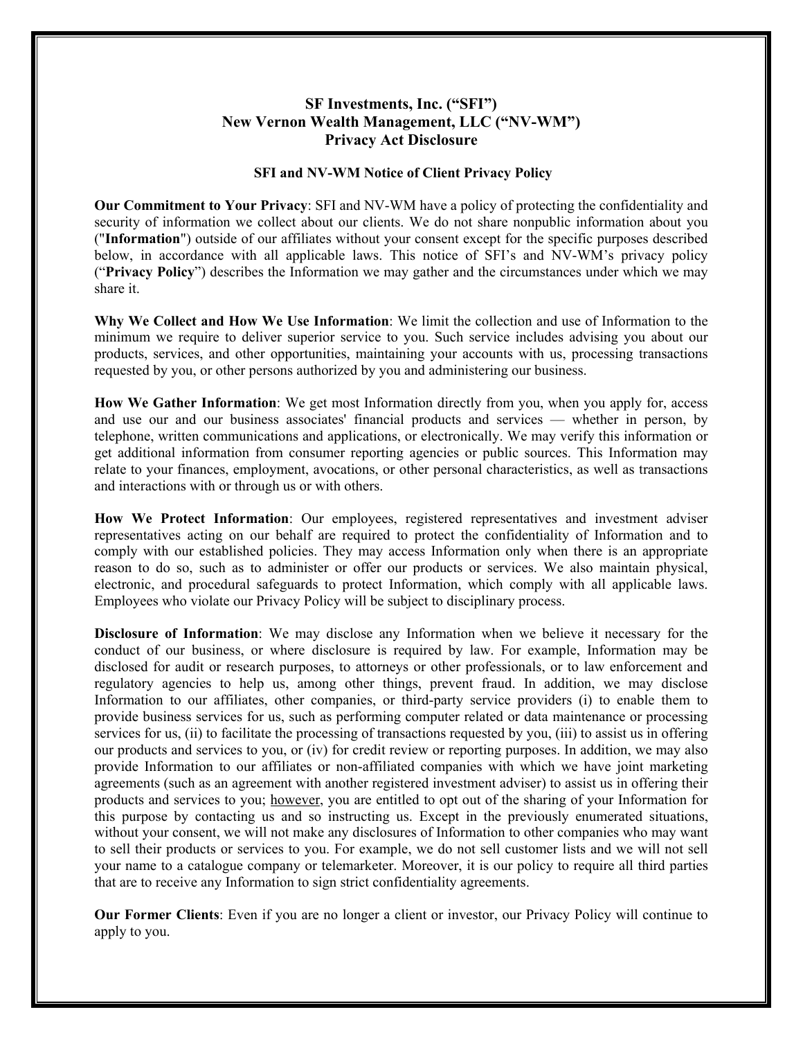# SF Investments, Inc. ("SFI")
# New Vernon Wealth Management, LLC ("NV-WM")
# Privacy Act Disclosure

## SFI and NV-WM Notice of Client Privacy Policy

**Our Commitment to Your Privacy**: SFI and NV-WM have a policy of protecting the confidentiality and security of information we collect about our clients. We do not share nonpublic information about you ("**Information**") outside of our affiliates without your consent except for the specific purposes described below, in accordance with all applicable laws. This notice of SFI's and NV-WM's privacy policy ("**Privacy Policy**") describes the Information we may gather and the circumstances under which we may share it.

**Why We Collect and How We Use Information**: We limit the collection and use of Information to the minimum we require to deliver superior service to you. Such service includes advising you about our products, services, and other opportunities, maintaining your accounts with us, processing transactions requested by you, or other persons authorized by you and administering our business.

**How We Gather Information**: We get most Information directly from you, when you apply for, access and use our and our business associates' financial products and services — whether in person, by telephone, written communications and applications, or electronically. We may verify this information or get additional information from consumer reporting agencies or public sources. This Information may relate to your finances, employment, avocations, or other personal characteristics, as well as transactions and interactions with or through us or with others.

**How We Protect Information**: Our employees, registered representatives and investment adviser representatives acting on our behalf are required to protect the confidentiality of Information and to comply with our established policies. They may access Information only when there is an appropriate reason to do so, such as to administer or offer our products or services. We also maintain physical, electronic, and procedural safeguards to protect Information, which comply with all applicable laws. Employees who violate our Privacy Policy will be subject to disciplinary process.

**Disclosure of Information**: We may disclose any Information when we believe it necessary for the conduct of our business, or where disclosure is required by law. For example, Information may be disclosed for audit or research purposes, to attorneys or other professionals, or to law enforcement and regulatory agencies to help us, among other things, prevent fraud. In addition, we may disclose Information to our affiliates, other companies, or third-party service providers (i) to enable them to provide business services for us, such as performing computer related or data maintenance or processing services for us, (ii) to facilitate the processing of transactions requested by you, (iii) to assist us in offering our products and services to you, or (iv) for credit review or reporting purposes. In addition, we may also provide Information to our affiliates or non-affiliated companies with which we have joint marketing agreements (such as an agreement with another registered investment adviser) to assist us in offering their products and services to you; however, you are entitled to opt out of the sharing of your Information for this purpose by contacting us and so instructing us. Except in the previously enumerated situations, without your consent, we will not make any disclosures of Information to other companies who may want to sell their products or services to you. For example, we do not sell customer lists and we will not sell your name to a catalogue company or telemarketer. Moreover, it is our policy to require all third parties that are to receive any Information to sign strict confidentiality agreements.

**Our Former Clients**: Even if you are no longer a client or investor, our Privacy Policy will continue to apply to you.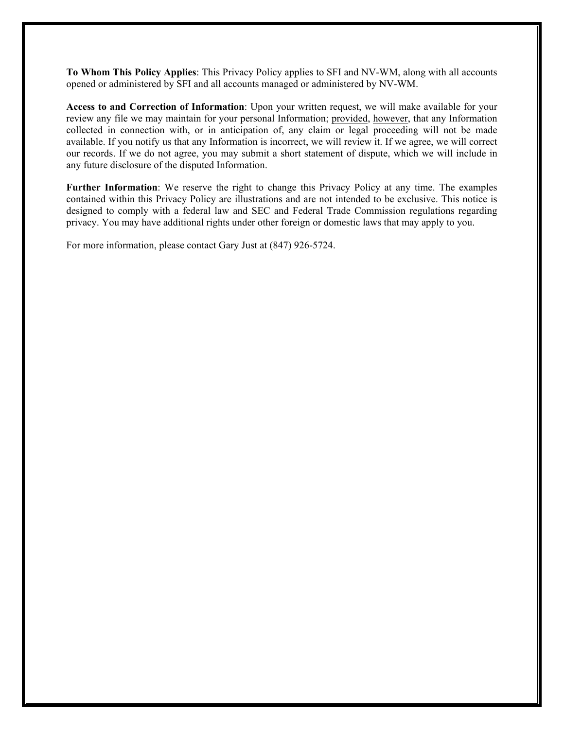**To Whom This Policy Applies**: This Privacy Policy applies to SFI and NV-WM, along with all accounts opened or administered by SFI and all accounts managed or administered by NV-WM.

**Access to and Correction of Information**: Upon your written request, we will make available for your review any file we may maintain for your personal Information; provided, however, that any Information collected in connection with, or in anticipation of, any claim or legal proceeding will not be made available. If you notify us that any Information is incorrect, we will review it. If we agree, we will correct our records. If we do not agree, you may submit a short statement of dispute, which we will include in any future disclosure of the disputed Information.

**Further Information**: We reserve the right to change this Privacy Policy at any time. The examples contained within this Privacy Policy are illustrations and are not intended to be exclusive. This notice is designed to comply with a federal law and SEC and Federal Trade Commission regulations regarding privacy. You may have additional rights under other foreign or domestic laws that may apply to you.

For more information, please contact Gary Just at (847) 926-5724.